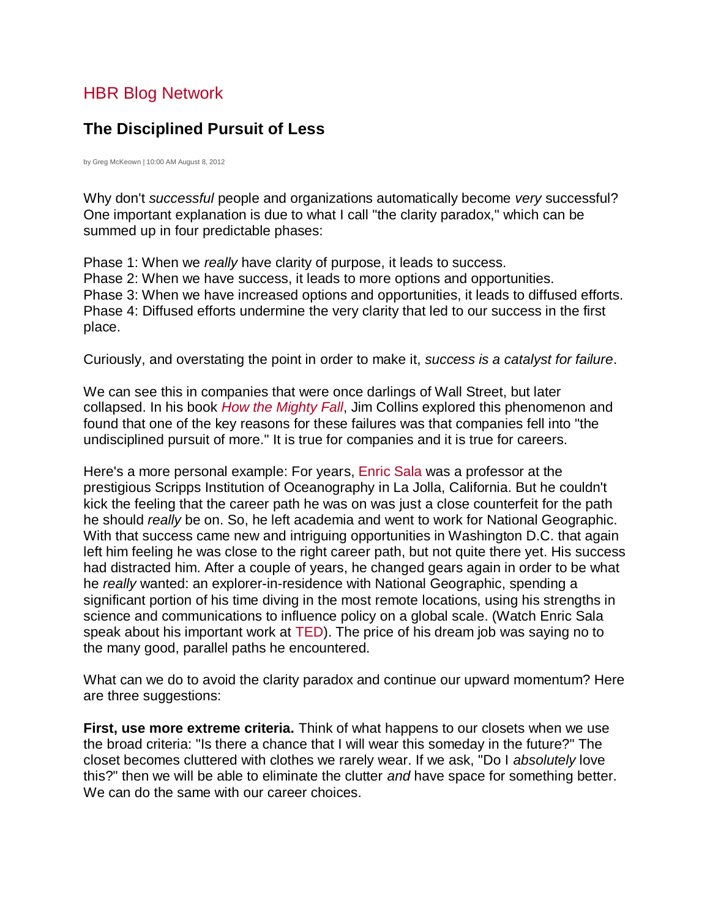HBR Blog Network

## The Disciplined Pursuit of Less

by Greg McKeown | 10:00 AM August 8, 2012

Why don't *successful* people and organizations automatically become *very* successful? One important explanation is due to what I call "the clarity paradox," which can be summed up in four predictable phases:

Phase 1: When we *really* have clarity of purpose, it leads to success.
Phase 2: When we have success, it leads to more options and opportunities.
Phase 3: When we have increased options and opportunities, it leads to diffused efforts.
Phase 4: Diffused efforts undermine the very clarity that led to our success in the first place.

Curiously, and overstating the point in order to make it, *success is a catalyst for failure*.

We can see this in companies that were once darlings of Wall Street, but later collapsed. In his book *How the Mighty Fall*, Jim Collins explored this phenomenon and found that one of the key reasons for these failures was that companies fell into "the undisciplined pursuit of more." It is true for companies and it is true for careers.

Here's a more personal example: For years, Enric Sala was a professor at the prestigious Scripps Institution of Oceanography in La Jolla, California. But he couldn't kick the feeling that the career path he was on was just a close counterfeit for the path he should *really* be on. So, he left academia and went to work for National Geographic. With that success came new and intriguing opportunities in Washington D.C. that again left him feeling he was close to the right career path, but not quite there yet. His success had distracted him. After a couple of years, he changed gears again in order to be what he *really* wanted: an explorer-in-residence with National Geographic, spending a significant portion of his time diving in the most remote locations, using his strengths in science and communications to influence policy on a global scale. (Watch Enric Sala speak about his important work at TED). The price of his dream job was saying no to the many good, parallel paths he encountered.

What can we do to avoid the clarity paradox and continue our upward momentum? Here are three suggestions:

**First, use more extreme criteria.** Think of what happens to our closets when we use the broad criteria: "Is there a chance that I will wear this someday in the future?" The closet becomes cluttered with clothes we rarely wear. If we ask, "Do I *absolutely* love this?" then we will be able to eliminate the clutter *and* have space for something better. We can do the same with our career choices.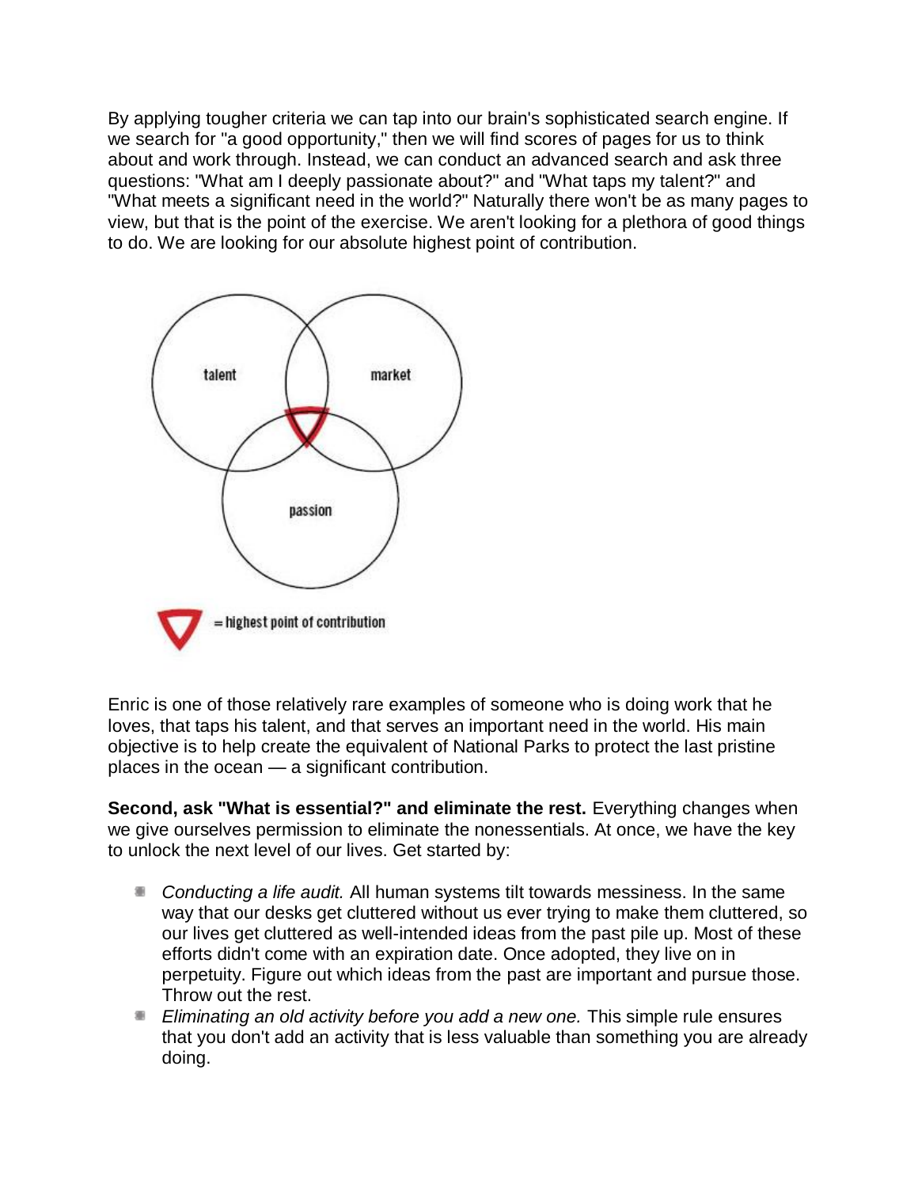By applying tougher criteria we can tap into our brain's sophisticated search engine. If we search for "a good opportunity," then we will find scores of pages for us to think about and work through. Instead, we can conduct an advanced search and ask three questions: "What am I deeply passionate about?" and "What taps my talent?" and "What meets a significant need in the world?" Naturally there won't be as many pages to view, but that is the point of the exercise. We aren't looking for a plethora of good things to do. We are looking for our absolute highest point of contribution.

Enric is one of those relatively rare examples of someone who is doing work that he loves, that taps his talent, and that serves an important need in the world. His main objective is to help create the equivalent of National Parks to protect the last pristine places in the ocean — a significant contribution.

**Second, ask "What is essential?" and eliminate the rest.** Everything changes when we give ourselves permission to eliminate the nonessentials. At once, we have the key to unlock the next level of our lives. Get started by:

- *Conducting a life audit.* All human systems tilt towards messiness. In the same way that our desks get cluttered without us ever trying to make them cluttered, so our lives get cluttered as well-intended ideas from the past pile up. Most of these efforts didn't come with an expiration date. Once adopted, they live on in perpetuity. Figure out which ideas from the past are important and pursue those. Throw out the rest.
- *Eliminating an old activity before you add a new one.* This simple rule ensures that you don't add an activity that is less valuable than something you are already doing.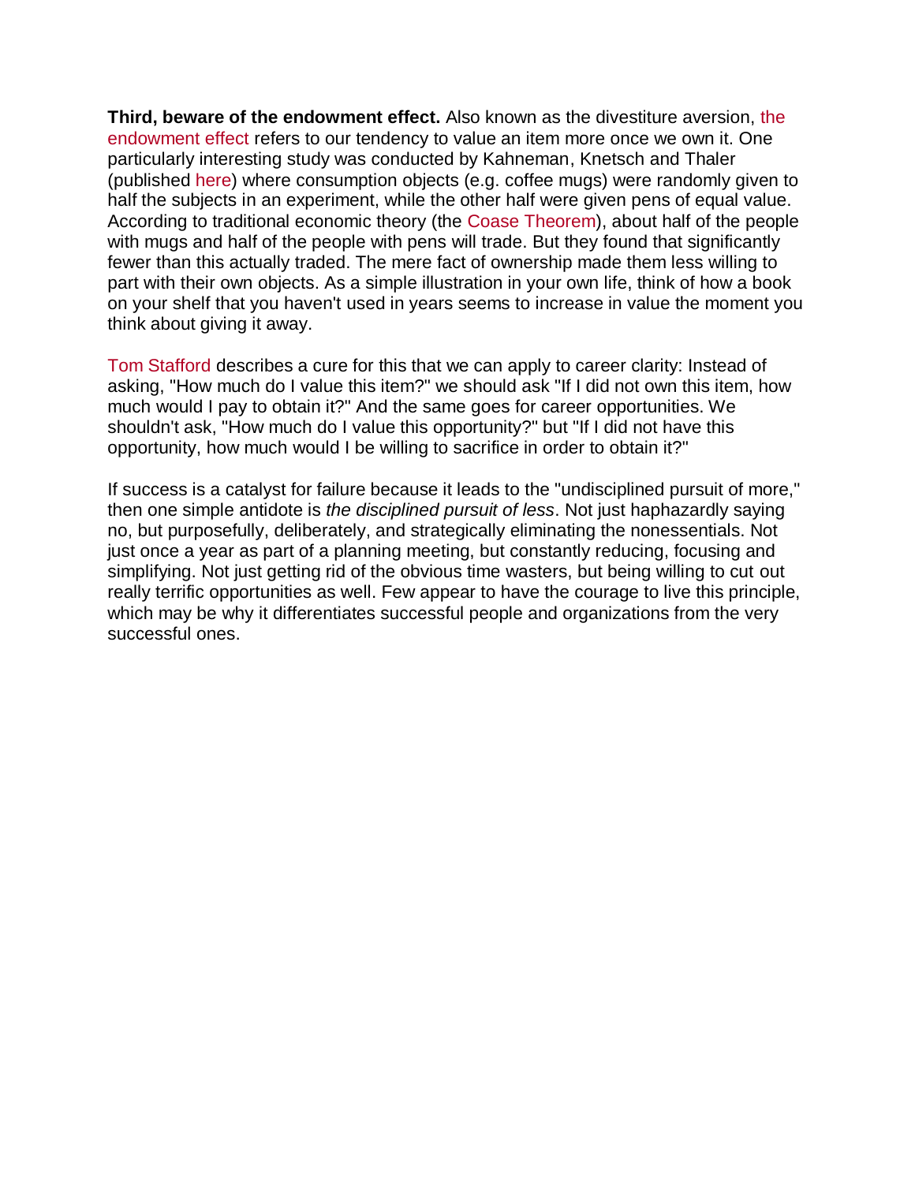**Third, beware of the endowment effect.** Also known as the divestiture aversion, the endowment effect refers to our tendency to value an item more once we own it. One particularly interesting study was conducted by Kahneman, Knetsch and Thaler (published here) where consumption objects (e.g. coffee mugs) were randomly given to half the subjects in an experiment, while the other half were given pens of equal value. According to traditional economic theory (the Coase Theorem), about half of the people with mugs and half of the people with pens will trade. But they found that significantly fewer than this actually traded. The mere fact of ownership made them less willing to part with their own objects. As a simple illustration in your own life, think of how a book on your shelf that you haven't used in years seems to increase in value the moment you think about giving it away.

Tom Stafford describes a cure for this that we can apply to career clarity: Instead of asking, "How much do I value this item?" we should ask "If I did not own this item, how much would I pay to obtain it?" And the same goes for career opportunities. We shouldn't ask, "How much do I value this opportunity?" but "If I did not have this opportunity, how much would I be willing to sacrifice in order to obtain it?"

If success is a catalyst for failure because it leads to the "undisciplined pursuit of more," then one simple antidote is *the disciplined pursuit of less*. Not just haphazardly saying no, but purposefully, deliberately, and strategically eliminating the nonessentials. Not just once a year as part of a planning meeting, but constantly reducing, focusing and simplifying. Not just getting rid of the obvious time wasters, but being willing to cut out really terrific opportunities as well. Few appear to have the courage to live this principle, which may be why it differentiates successful people and organizations from the very successful ones.